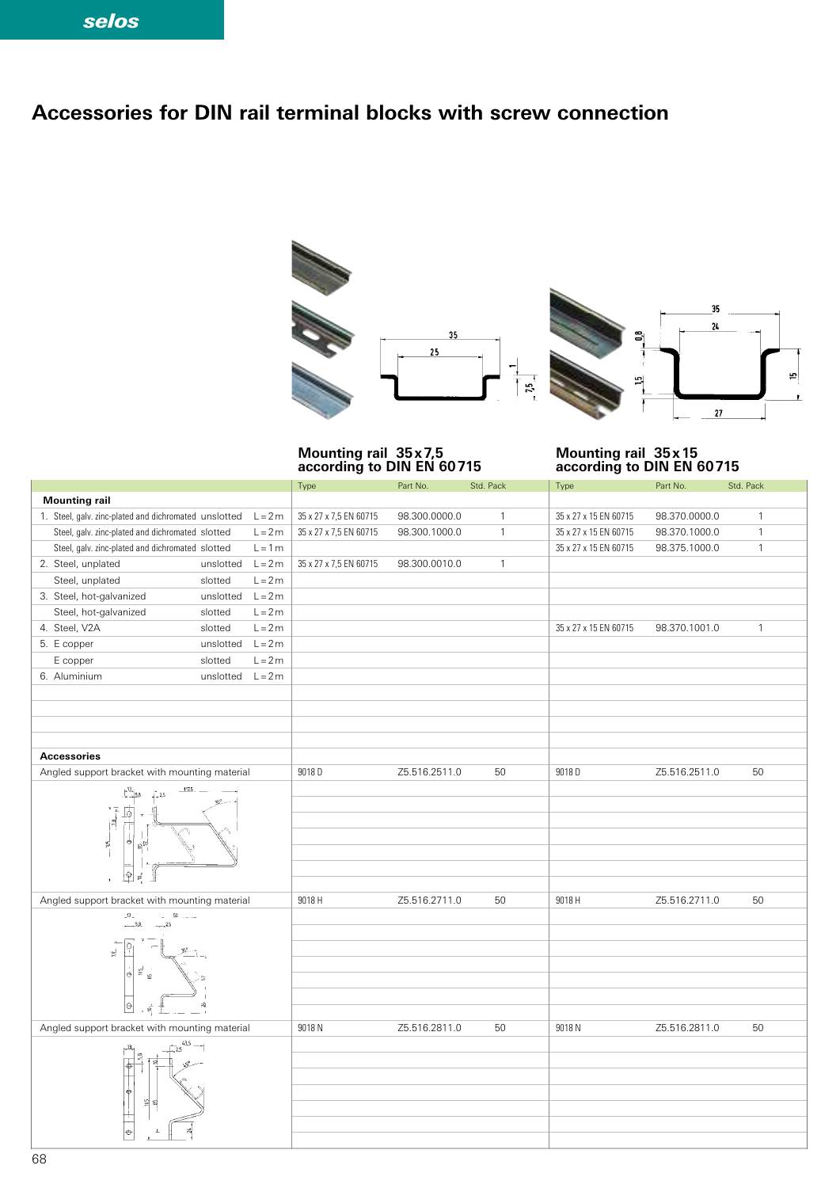# Accessories for DIN rail terminal blocks with screw connection

35
25
7,5

35
24
0,8
1,5
15
27

| | | | Mounting rail 35x7,5 according to DIN EN 60715 | | | Mounting rail 35x15 according to DIN EN 60715 | | |
|---|---|---|---|---|---|---|---|---|
| | | | Type | Part No. | Std. Pack | Type | Part No. | Std. Pack |
| **Mounting rail** | | | | | | | | |
| 1. Steel, galv. zinc-plated and dichromated | unslotted | L = 2 m | 35 x 27 x 7,5 EN 60715 | 98.300.0000.0 | 1 | 35 x 27 x 15 EN 60715 | 98.370.0000.0 | 1 |
| Steel, galv. zinc-plated and dichromated | slotted | L = 2 m | 35 x 27 x 7,5 EN 60715 | 98.300.1000.0 | 1 | 35 x 27 x 15 EN 60715 | 98.370.1000.0 | 1 |
| Steel, galv. zinc-plated and dichromated | slotted | L = 1 m | | | | 35 x 27 x 15 EN 60715 | 98.375.1000.0 | 1 |
| 2. Steel, unplated | unslotted | L = 2 m | 35 x 27 x 7,5 EN 60715 | 98.300.0010.0 | 1 | | | |
| Steel, unplated | slotted | L = 2 m | | | | | | |
| 3. Steel, hot-galvanized | unslotted | L = 2 m | | | | | | |
| Steel, hot-galvanized | slotted | L = 2 m | | | | | | |
| 4. Steel, V2A | slotted | L = 2 m | | | | 35 x 27 x 15 EN 60715 | 98.370.1001.0 | 1 |
| 5. E copper | unslotted | L = 2 m | | | | | | |
| E copper | slotted | L = 2 m | | | | | | |
| 6. Aluminium | unslotted | L = 2 m | | | | | | |
| **Accessories** | | | | | | | | |
| Angled support bracket with mounting material | | | 9018 D | Z5.516.2511.0 | 50 | 9018 D | Z5.516.2511.0 | 50 |
| Angled support bracket with mounting material | | | 9018 H | Z5.516.2711.0 | 50 | 9018 H | Z5.516.2711.0 | 50 |
| Angled support bracket with mounting material | | | 9018 N | Z5.516.2811.0 | 50 | 9018 N | Z5.516.2811.0 | 50 |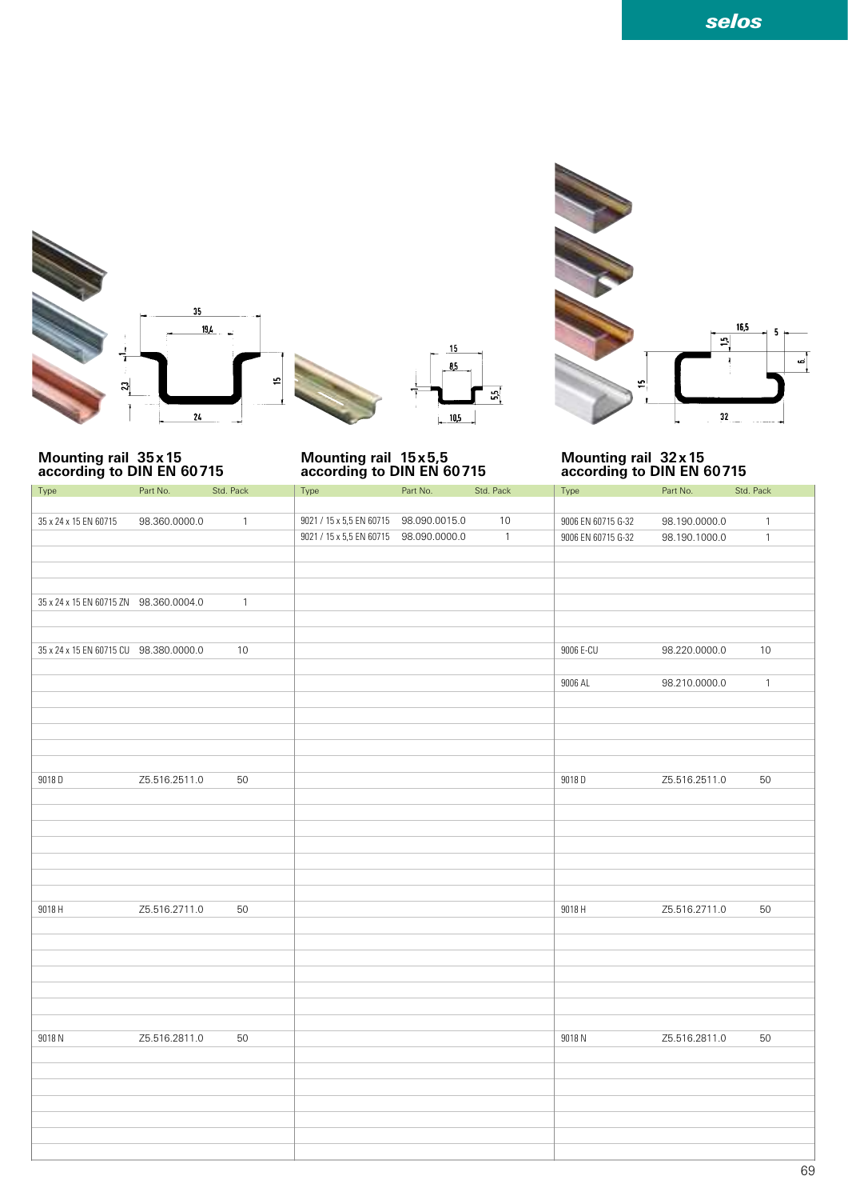## Mounting rail 35 x 15 according to DIN EN 60715

| Type | Part No. | Std. Pack |
|---|---|---|
| 35 x 24 x 15 EN 60715 | 98.360.0000.0 | 1 |
| 35 x 24 x 15 EN 60715 ZN | 98.360.0004.0 | 1 |
| 35 x 24 x 15 EN 60715 CU | 98.380.0000.0 | 10 |
| 9018 D | Z5.516.2511.0 | 50 |
| 9018 H | Z5.516.2711.0 | 50 |
| 9018 N | Z5.516.2811.0 | 50 |

## Mounting rail 15 x 5,5 according to DIN EN 60715

| Type | Part No. | Std. Pack |
|---|---|---|
| 9021 / 15 x 5,5 EN 60715 | 98.090.0015.0 | 10 |
| 9021 / 15 x 5,5 EN 60715 | 98.090.0000.0 | 1 |

## Mounting rail 32 x 15 according to DIN EN 60715

| Type | Part No. | Std. Pack |
|---|---|---|
| 9006 EN 60715 G-32 | 98.190.0000.0 | 1 |
| 9006 EN 60715 G-32 | 98.190.1000.0 | 1 |
| 9006 E-CU | 98.220.0000.0 | 10 |
| 9006 AL | 98.210.0000.0 | 1 |
| 9018 D | Z5.516.2511.0 | 50 |
| 9018 H | Z5.516.2711.0 | 50 |
| 9018 N | Z5.516.2811.0 | 50 |